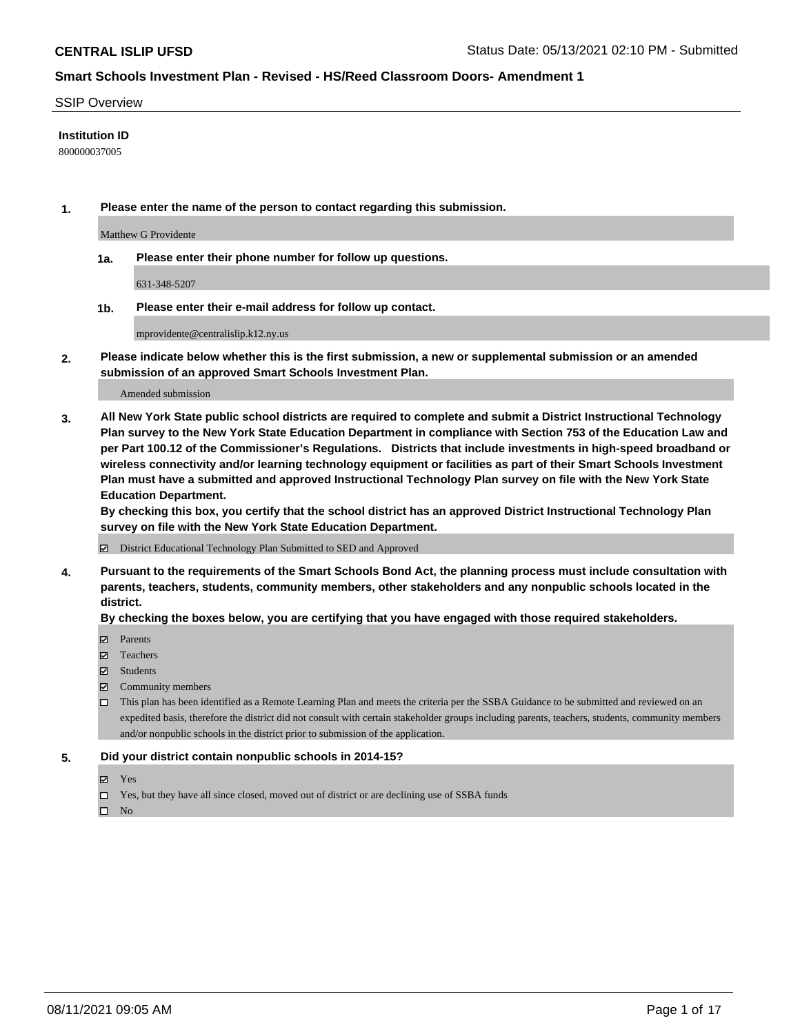**CENTRAL ISLIP UFSD** Status Date: 05/13/2021 02:10 PM - Submitted

## Smart Schools Investment Plan - Revised - HS/Reed Classroom Doors- Amendment 1

SSIP Overview

**Institution ID**

800000037005

**1. Please enter the name of the person to contact regarding this submission.**

Matthew G Providente

**1a. Please enter their phone number for follow up questions.**

631-348-5207

**1b. Please enter their e-mail address for follow up contact.**

mprovidente@centralislip.k12.ny.us

**2. Please indicate below whether this is the first submission, a new or supplemental submission or an amended submission of an approved Smart Schools Investment Plan.**

Amended submission

**3. All New York State public school districts are required to complete and submit a District Instructional Technology Plan survey to the New York State Education Department in compliance with Section 753 of the Education Law and per Part 100.12 of the Commissioner's Regulations. Districts that include investments in high-speed broadband or wireless connectivity and/or learning technology equipment or facilities as part of their Smart Schools Investment Plan must have a submitted and approved Instructional Technology Plan survey on file with the New York State Education Department.**
**By checking this box, you certify that the school district has an approved District Instructional Technology Plan survey on file with the New York State Education Department.**

☑ District Educational Technology Plan Submitted to SED and Approved

**4. Pursuant to the requirements of the Smart Schools Bond Act, the planning process must include consultation with parents, teachers, students, community members, other stakeholders and any nonpublic schools located in the district.**
**By checking the boxes below, you are certifying that you have engaged with those required stakeholders.**

☑ Parents
☑ Teachers
☑ Students
☑ Community members
☐ This plan has been identified as a Remote Learning Plan and meets the criteria per the SSBA Guidance to be submitted and reviewed on an expedited basis, therefore the district did not consult with certain stakeholder groups including parents, teachers, students, community members and/or nonpublic schools in the district prior to submission of the application.

**5. Did your district contain nonpublic schools in 2014-15?**

☑ Yes
☐ Yes, but they have all since closed, moved out of district or are declining use of SSBA funds
☐ No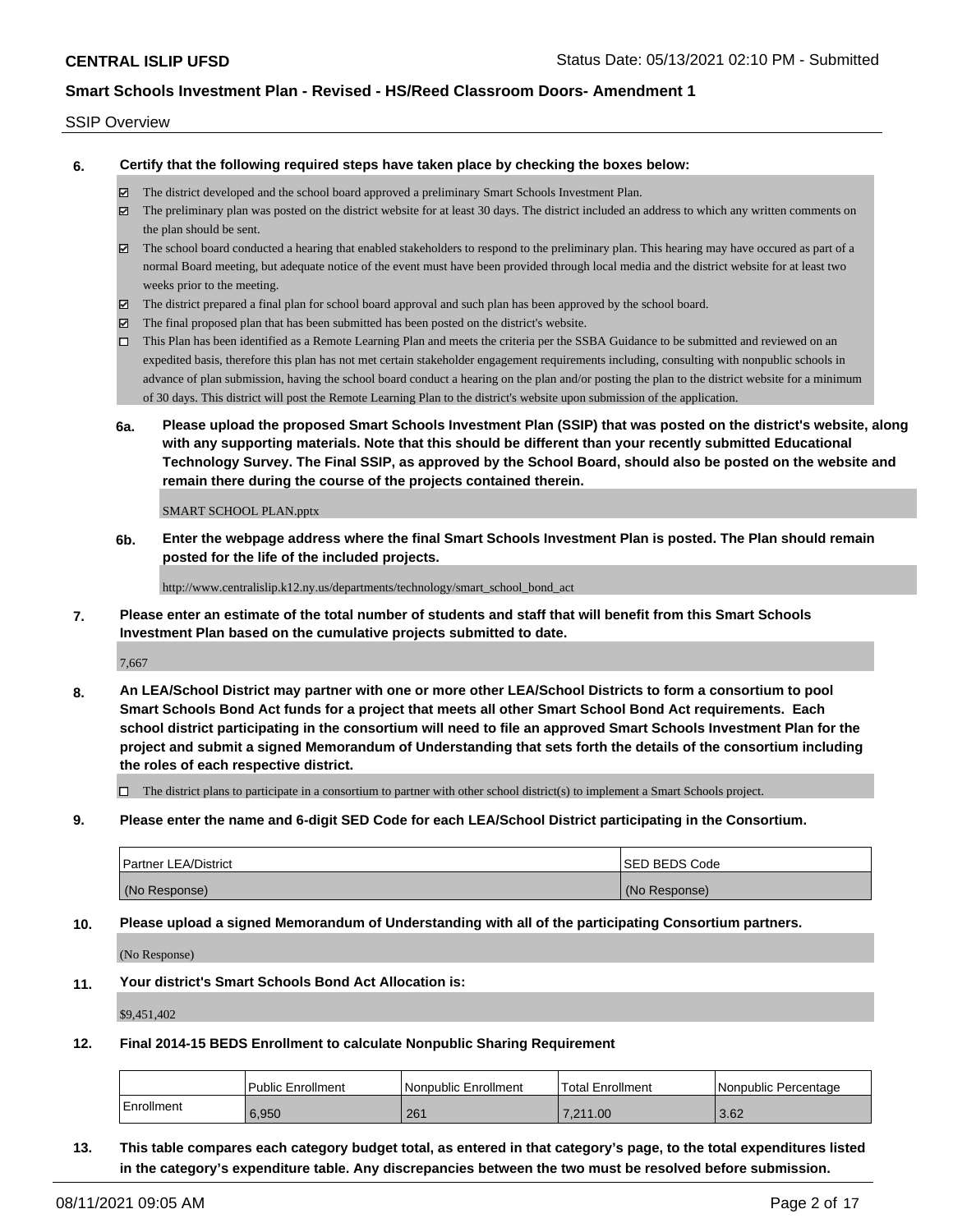SSIP Overview

**6. Certify that the following required steps have taken place by checking the boxes below:**

- ☑ The district developed and the school board approved a preliminary Smart Schools Investment Plan.
- ☑ The preliminary plan was posted on the district website for at least 30 days. The district included an address to which any written comments on the plan should be sent.
- ☑ The school board conducted a hearing that enabled stakeholders to respond to the preliminary plan. This hearing may have occured as part of a normal Board meeting, but adequate notice of the event must have been provided through local media and the district website for at least two weeks prior to the meeting.
- ☑ The district prepared a final plan for school board approval and such plan has been approved by the school board.
- ☑ The final proposed plan that has been submitted has been posted on the district's website.
- ☐ This Plan has been identified as a Remote Learning Plan and meets the criteria per the SSBA Guidance to be submitted and reviewed on an expedited basis, therefore this plan has not met certain stakeholder engagement requirements including, consulting with nonpublic schools in advance of plan submission, having the school board conduct a hearing on the plan and/or posting the plan to the district website for a minimum of 30 days. This district will post the Remote Learning Plan to the district's website upon submission of the application.

**6a. Please upload the proposed Smart Schools Investment Plan (SSIP) that was posted on the district's website, along with any supporting materials. Note that this should be different than your recently submitted Educational Technology Survey. The Final SSIP, as approved by the School Board, should also be posted on the website and remain there during the course of the projects contained therein.**

SMART SCHOOL PLAN.pptx

**6b. Enter the webpage address where the final Smart Schools Investment Plan is posted. The Plan should remain posted for the life of the included projects.**

http://www.centralislip.k12.ny.us/departments/technology/smart_school_bond_act

**7. Please enter an estimate of the total number of students and staff that will benefit from this Smart Schools Investment Plan based on the cumulative projects submitted to date.**

7,667

**8. An LEA/School District may partner with one or more other LEA/School Districts to form a consortium to pool Smart Schools Bond Act funds for a project that meets all other Smart School Bond Act requirements. Each school district participating in the consortium will need to file an approved Smart Schools Investment Plan for the project and submit a signed Memorandum of Understanding that sets forth the details of the consortium including the roles of each respective district.**

- ☐ The district plans to participate in a consortium to partner with other school district(s) to implement a Smart Schools project.

**9. Please enter the name and 6-digit SED Code for each LEA/School District participating in the Consortium.**

| Partner LEA/District | SED BEDS Code |
|---|---|
| (No Response) | (No Response) |

**10. Please upload a signed Memorandum of Understanding with all of the participating Consortium partners.**

(No Response)

**11. Your district's Smart Schools Bond Act Allocation is:**

$9,451,402

**12. Final 2014-15 BEDS Enrollment to calculate Nonpublic Sharing Requirement**

| | Public Enrollment | Nonpublic Enrollment | Total Enrollment | Nonpublic Percentage |
|---|---|---|---|---|
| Enrollment | 6,950 | 261 | 7,211.00 | 3.62 |

**13. This table compares each category budget total, as entered in that category's page, to the total expenditures listed in the category's expenditure table. Any discrepancies between the two must be resolved before submission.**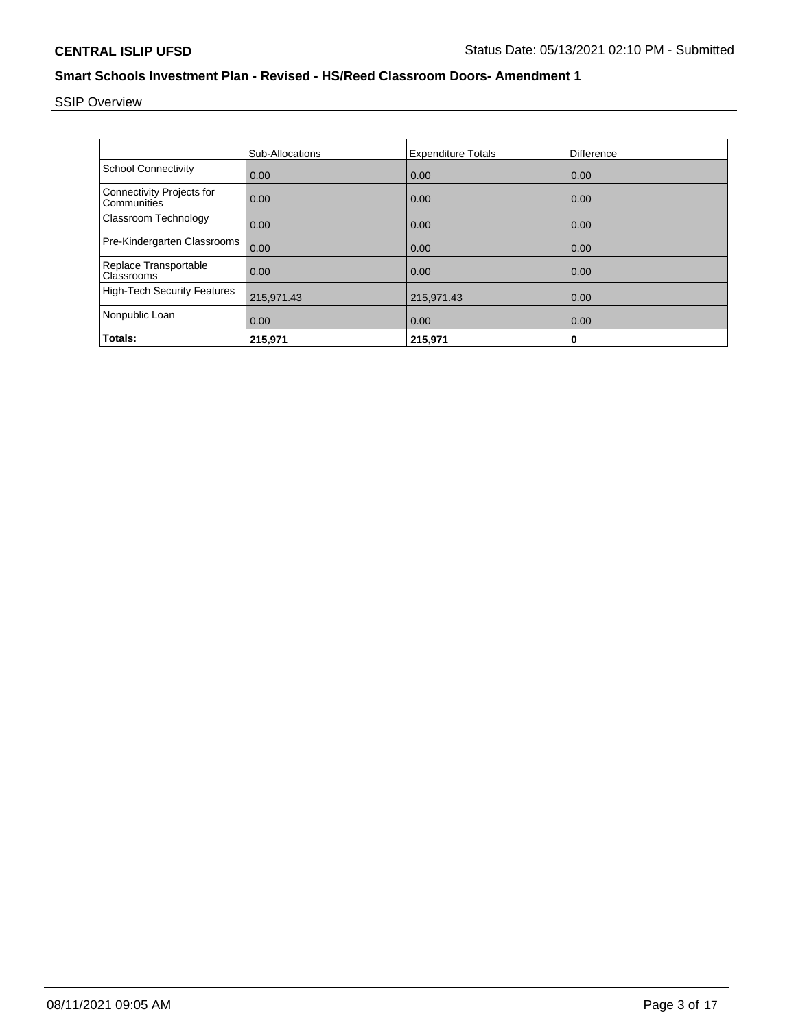CENTRAL ISLIP UFSD

Status Date: 05/13/2021 02:10 PM - Submitted

## Smart Schools Investment Plan - Revised - HS/Reed Classroom Doors- Amendment 1

SSIP Overview

| | Sub-Allocations | Expenditure Totals | Difference |
|---|---|---|---|
| School Connectivity | 0.00 | 0.00 | 0.00 |
| Connectivity Projects for Communities | 0.00 | 0.00 | 0.00 |
| Classroom Technology | 0.00 | 0.00 | 0.00 |
| Pre-Kindergarten Classrooms | 0.00 | 0.00 | 0.00 |
| Replace Transportable Classrooms | 0.00 | 0.00 | 0.00 |
| High-Tech Security Features | 215,971.43 | 215,971.43 | 0.00 |
| Nonpublic Loan | 0.00 | 0.00 | 0.00 |
| **Totals:** | **215,971** | **215,971** | **0** |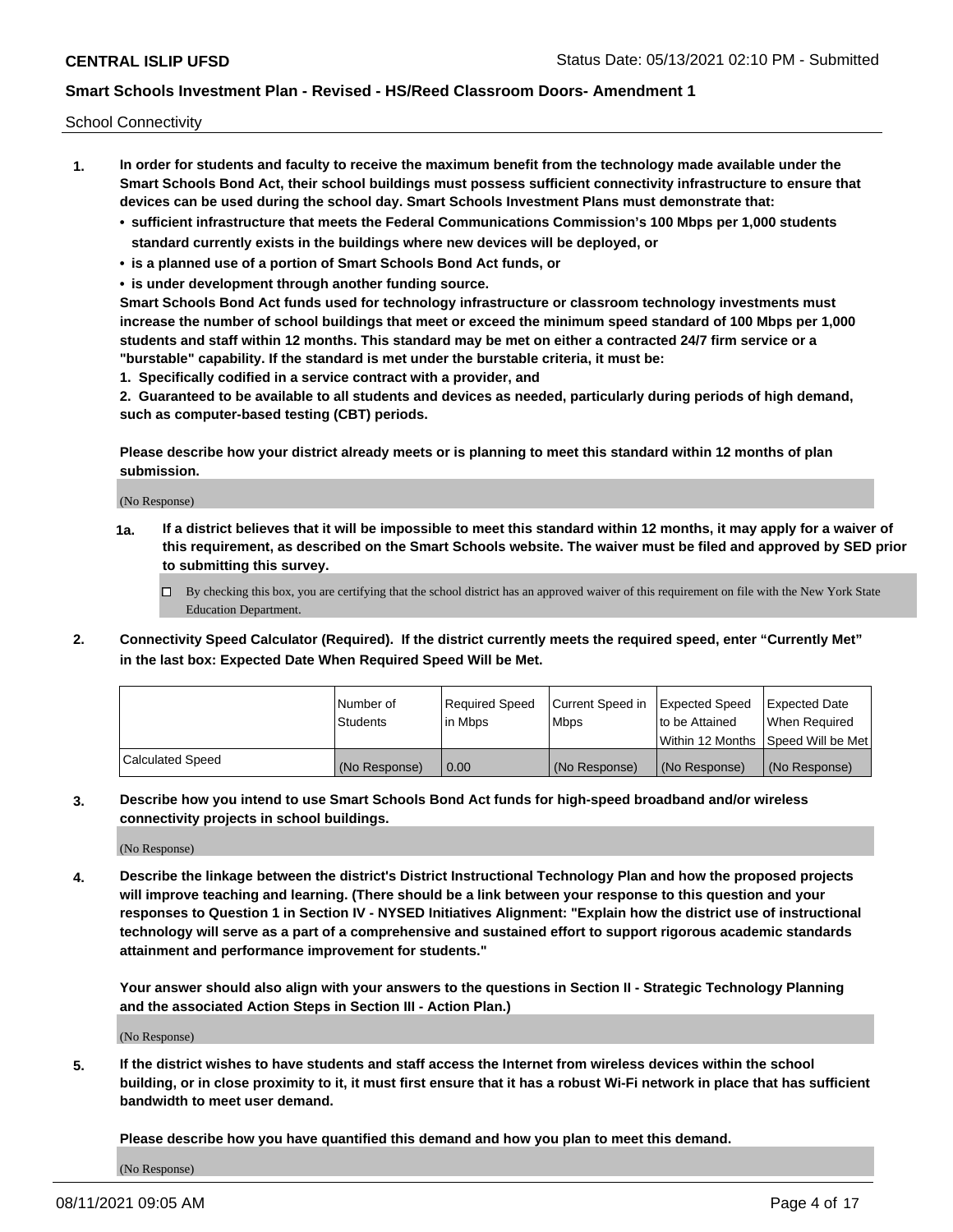School Connectivity

1. **In order for students and faculty to receive the maximum benefit from the technology made available under the Smart Schools Bond Act, their school buildings must possess sufficient connectivity infrastructure to ensure that devices can be used during the school day. Smart Schools Investment Plans must demonstrate that:**
   - **sufficient infrastructure that meets the Federal Communications Commission's 100 Mbps per 1,000 students standard currently exists in the buildings where new devices will be deployed, or**
   - **is a planned use of a portion of Smart Schools Bond Act funds, or**
   - **is under development through another funding source.**

   **Smart Schools Bond Act funds used for technology infrastructure or classroom technology investments must increase the number of school buildings that meet or exceed the minimum speed standard of 100 Mbps per 1,000 students and staff within 12 months. This standard may be met on either a contracted 24/7 firm service or a "burstable" capability. If the standard is met under the burstable criteria, it must be:**

   **1. Specifically codified in a service contract with a provider, and**

   **2. Guaranteed to be available to all students and devices as needed, particularly during periods of high demand, such as computer-based testing (CBT) periods.**

   **Please describe how your district already meets or is planning to meet this standard within 12 months of plan submission.**

   (No Response)

   **1a. If a district believes that it will be impossible to meet this standard within 12 months, it may apply for a waiver of this requirement, as described on the Smart Schools website. The waiver must be filed and approved by SED prior to submitting this survey.**

   ☐ By checking this box, you are certifying that the school district has an approved waiver of this requirement on file with the New York State Education Department.

2. **Connectivity Speed Calculator (Required). If the district currently meets the required speed, enter "Currently Met" in the last box: Expected Date When Required Speed Will be Met.**

|  | Number of Students | Required Speed in Mbps | Current Speed in Mbps | Expected Speed to be Attained Within 12 Months | Expected Date When Required Speed Will be Met |
|---|---|---|---|---|---|
| Calculated Speed | (No Response) | 0.00 | (No Response) | (No Response) | (No Response) |

3. **Describe how you intend to use Smart Schools Bond Act funds for high-speed broadband and/or wireless connectivity projects in school buildings.**

   (No Response)

4. **Describe the linkage between the district's District Instructional Technology Plan and how the proposed projects will improve teaching and learning. (There should be a link between your response to this question and your responses to Question 1 in Section IV - NYSED Initiatives Alignment: "Explain how the district use of instructional technology will serve as a part of a comprehensive and sustained effort to support rigorous academic standards attainment and performance improvement for students."**

   **Your answer should also align with your answers to the questions in Section II - Strategic Technology Planning and the associated Action Steps in Section III - Action Plan.)**

   (No Response)

5. **If the district wishes to have students and staff access the Internet from wireless devices within the school building, or in close proximity to it, it must first ensure that it has a robust Wi-Fi network in place that has sufficient bandwidth to meet user demand.**

   **Please describe how you have quantified this demand and how you plan to meet this demand.**

   (No Response)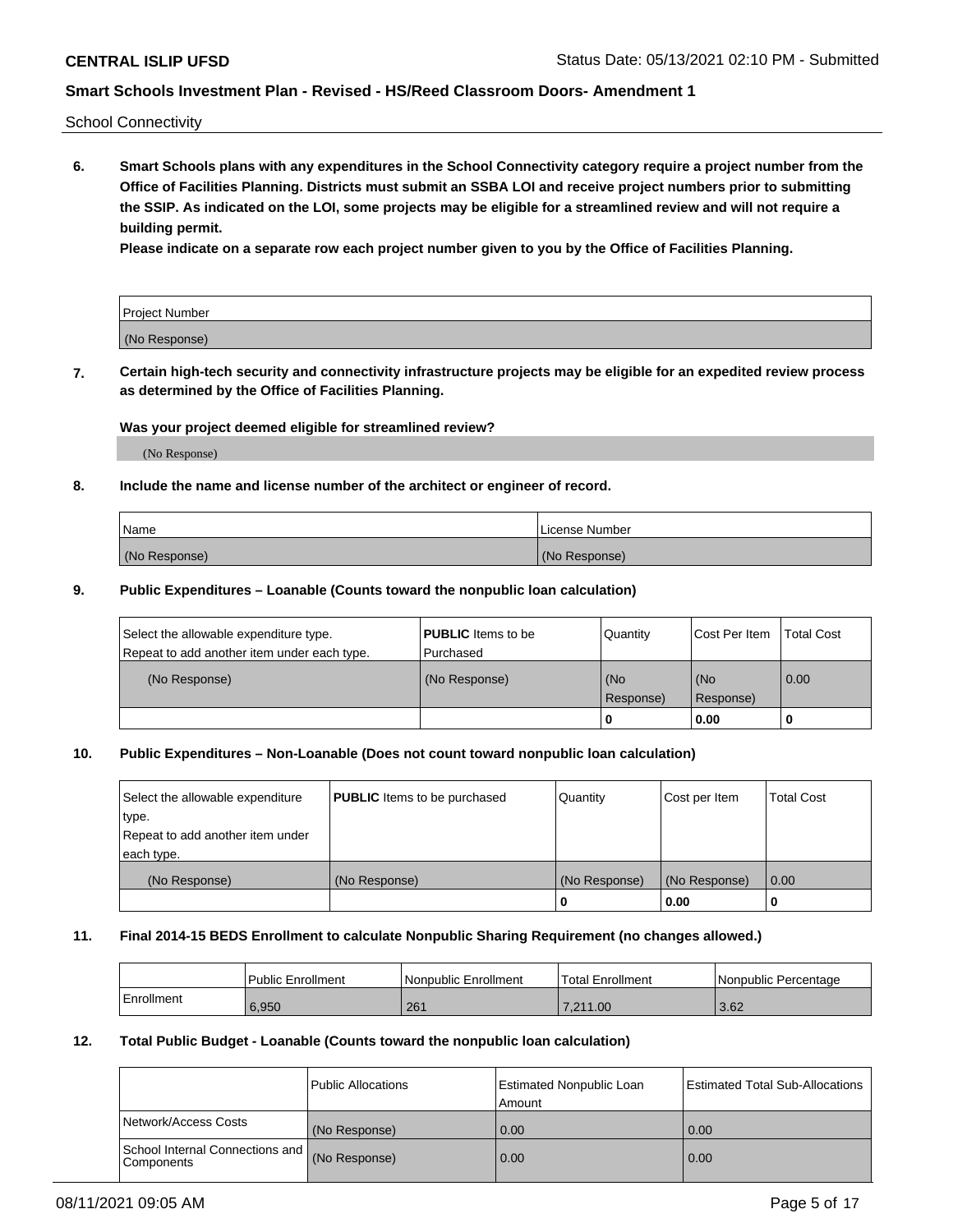School Connectivity

**6. Smart Schools plans with any expenditures in the School Connectivity category require a project number from the Office of Facilities Planning. Districts must submit an SSBA LOI and receive project numbers prior to submitting the SSIP. As indicated on the LOI, some projects may be eligible for a streamlined review and will not require a building permit.**

**Please indicate on a separate row each project number given to you by the Office of Facilities Planning.**

| Project Number |
| --- |
| (No Response) |

**7. Certain high-tech security and connectivity infrastructure projects may be eligible for an expedited review process as determined by the Office of Facilities Planning.**

**Was your project deemed eligible for streamlined review?**

(No Response)

**8. Include the name and license number of the architect or engineer of record.**

| Name | License Number |
| --- | --- |
| (No Response) | (No Response) |

**9. Public Expenditures – Loanable (Counts toward the nonpublic loan calculation)**

| Select the allowable expenditure type. Repeat to add another item under each type. | **PUBLIC** Items to be Purchased | Quantity | Cost Per Item | Total Cost |
| --- | --- | --- | --- | --- |
| (No Response) | (No Response) | (No Response) | (No Response) | 0.00 |
| | | 0 | 0.00 | 0 |

**10. Public Expenditures – Non-Loanable (Does not count toward nonpublic loan calculation)**

| Select the allowable expenditure type. Repeat to add another item under each type. | **PUBLIC** Items to be purchased | Quantity | Cost per Item | Total Cost |
| --- | --- | --- | --- | --- |
| (No Response) | (No Response) | (No Response) | (No Response) | 0.00 |
| | | 0 | 0.00 | 0 |

**11. Final 2014-15 BEDS Enrollment to calculate Nonpublic Sharing Requirement (no changes allowed.)**

| | Public Enrollment | Nonpublic Enrollment | Total Enrollment | Nonpublic Percentage |
| --- | --- | --- | --- | --- |
| Enrollment | 6,950 | 261 | 7,211.00 | 3.62 |

**12. Total Public Budget - Loanable (Counts toward the nonpublic loan calculation)**

| | Public Allocations | Estimated Nonpublic Loan Amount | Estimated Total Sub-Allocations |
| --- | --- | --- | --- |
| Network/Access Costs | (No Response) | 0.00 | 0.00 |
| School Internal Connections and Components | (No Response) | 0.00 | 0.00 |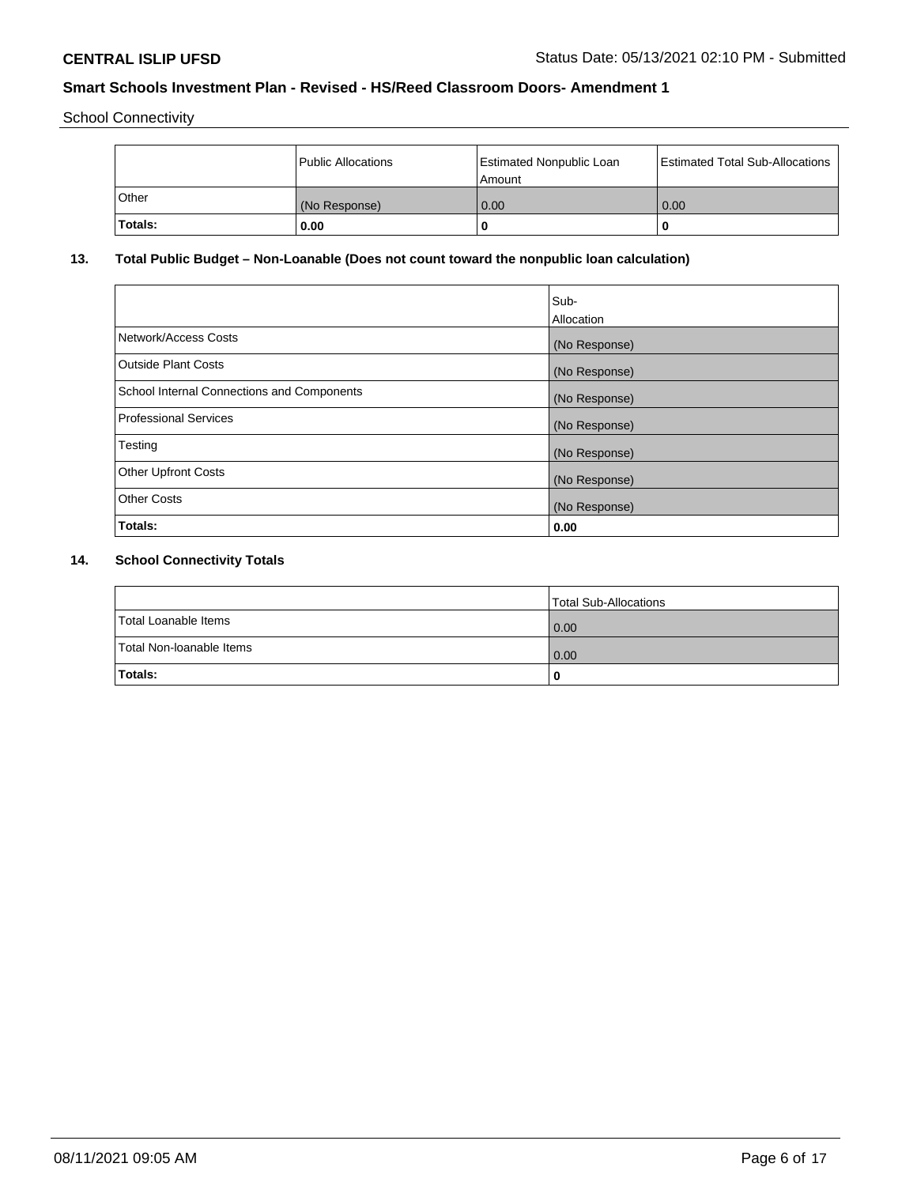School Connectivity

|  | Public Allocations | Estimated Nonpublic Loan Amount | Estimated Total Sub-Allocations |
|---|---|---|---|
| Other | (No Response) | 0.00 | 0.00 |
| **Totals:** | **0.00** | **0** | **0** |

**13. Total Public Budget – Non-Loanable (Does not count toward the nonpublic loan calculation)**

|  | Sub-Allocation |
|---|---|
| Network/Access Costs | (No Response) |
| Outside Plant Costs | (No Response) |
| School Internal Connections and Components | (No Response) |
| Professional Services | (No Response) |
| Testing | (No Response) |
| Other Upfront Costs | (No Response) |
| Other Costs | (No Response) |
| **Totals:** | **0.00** |

**14. School Connectivity Totals**

|  | Total Sub-Allocations |
|---|---|
| Total Loanable Items | 0.00 |
| Total Non-loanable Items | 0.00 |
| **Totals:** | **0** |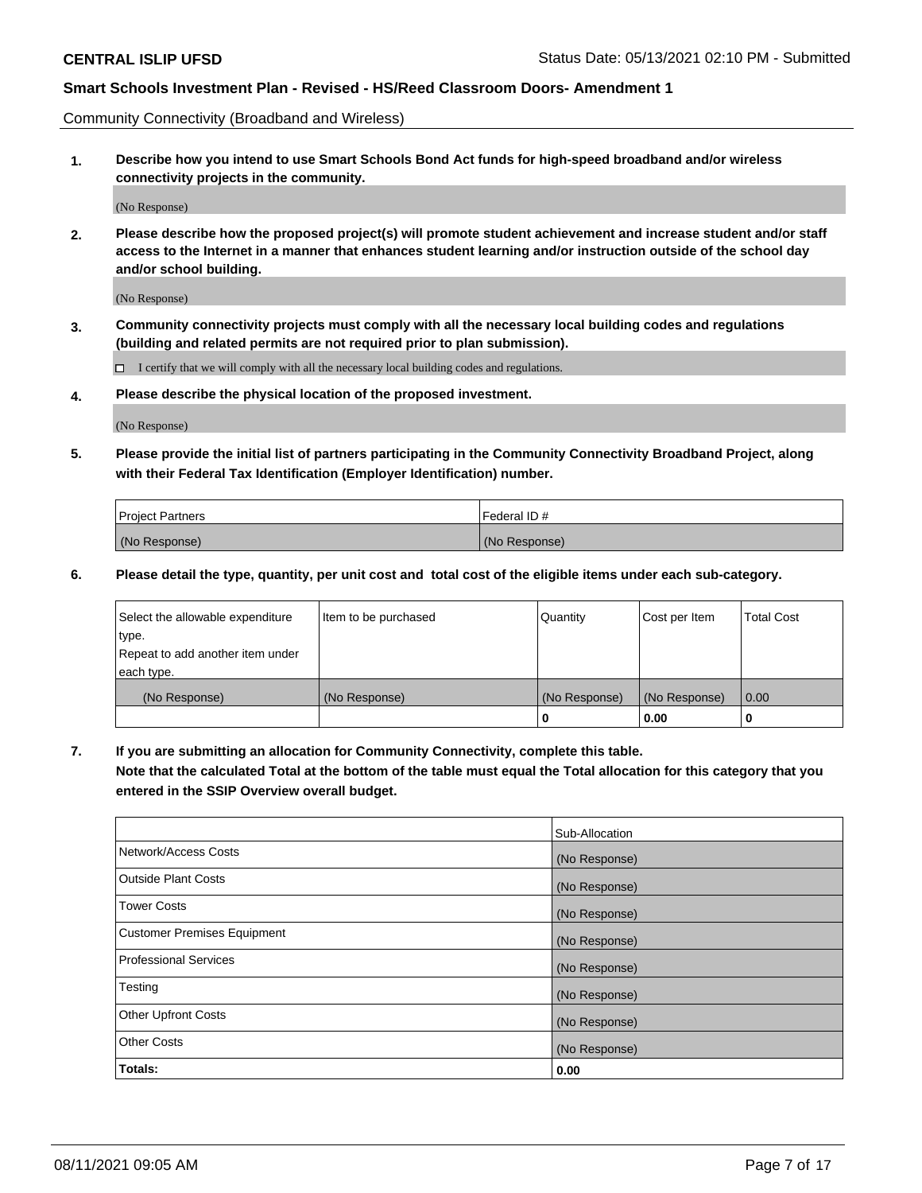Community Connectivity (Broadband and Wireless)

**1. Describe how you intend to use Smart Schools Bond Act funds for high-speed broadband and/or wireless connectivity projects in the community.**

(No Response)

**2. Please describe how the proposed project(s) will promote student achievement and increase student and/or staff access to the Internet in a manner that enhances student learning and/or instruction outside of the school day and/or school building.**

(No Response)

**3. Community connectivity projects must comply with all the necessary local building codes and regulations (building and related permits are not required prior to plan submission).**

☐ I certify that we will comply with all the necessary local building codes and regulations.

**4. Please describe the physical location of the proposed investment.**

(No Response)

**5. Please provide the initial list of partners participating in the Community Connectivity Broadband Project, along with their Federal Tax Identification (Employer Identification) number.**

| Project Partners | Federal ID # |
|---|---|
| (No Response) | (No Response) |

**6. Please detail the type, quantity, per unit cost and total cost of the eligible items under each sub-category.**

| Select the allowable expenditure type. Repeat to add another item under each type. | Item to be purchased | Quantity | Cost per Item | Total Cost |
|---|---|---|---|---|
| (No Response) | (No Response) | (No Response) | (No Response) | 0.00 |
| | | 0 | 0.00 | 0 |

**7. If you are submitting an allocation for Community Connectivity, complete this table. Note that the calculated Total at the bottom of the table must equal the Total allocation for this category that you entered in the SSIP Overview overall budget.**

| | Sub-Allocation |
|---|---|
| Network/Access Costs | (No Response) |
| Outside Plant Costs | (No Response) |
| Tower Costs | (No Response) |
| Customer Premises Equipment | (No Response) |
| Professional Services | (No Response) |
| Testing | (No Response) |
| Other Upfront Costs | (No Response) |
| Other Costs | (No Response) |
| **Totals:** | **0.00** |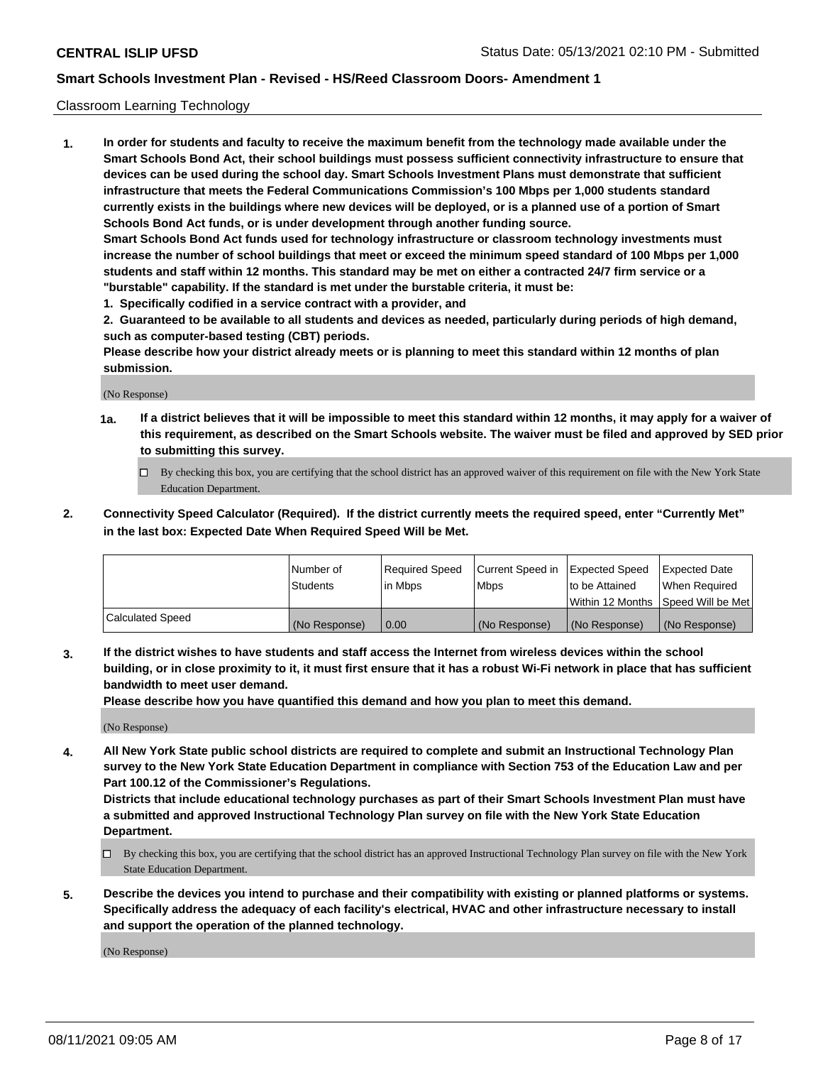Classroom Learning Technology

**1. In order for students and faculty to receive the maximum benefit from the technology made available under the Smart Schools Bond Act, their school buildings must possess sufficient connectivity infrastructure to ensure that devices can be used during the school day. Smart Schools Investment Plans must demonstrate that sufficient infrastructure that meets the Federal Communications Commission's 100 Mbps per 1,000 students standard currently exists in the buildings where new devices will be deployed, or is a planned use of a portion of Smart Schools Bond Act funds, or is under development through another funding source.**

**Smart Schools Bond Act funds used for technology infrastructure or classroom technology investments must increase the number of school buildings that meet or exceed the minimum speed standard of 100 Mbps per 1,000 students and staff within 12 months. This standard may be met on either a contracted 24/7 firm service or a "burstable" capability. If the standard is met under the burstable criteria, it must be:**

**1. Specifically codified in a service contract with a provider, and**

**2. Guaranteed to be available to all students and devices as needed, particularly during periods of high demand, such as computer-based testing (CBT) periods.**

**Please describe how your district already meets or is planning to meet this standard within 12 months of plan submission.**

(No Response)

**1a. If a district believes that it will be impossible to meet this standard within 12 months, it may apply for a waiver of this requirement, as described on the Smart Schools website. The waiver must be filed and approved by SED prior to submitting this survey.**

☐ By checking this box, you are certifying that the school district has an approved waiver of this requirement on file with the New York State Education Department.

**2. Connectivity Speed Calculator (Required). If the district currently meets the required speed, enter "Currently Met" in the last box: Expected Date When Required Speed Will be Met.**

| | Number of Students | Required Speed in Mbps | Current Speed in Mbps | Expected Speed to be Attained Within 12 Months | Expected Date When Required Speed Will be Met |
|---|---|---|---|---|---|
| Calculated Speed | (No Response) | 0.00 | (No Response) | (No Response) | (No Response) |

**3. If the district wishes to have students and staff access the Internet from wireless devices within the school building, or in close proximity to it, it must first ensure that it has a robust Wi-Fi network in place that has sufficient bandwidth to meet user demand.**

**Please describe how you have quantified this demand and how you plan to meet this demand.**

(No Response)

**4. All New York State public school districts are required to complete and submit an Instructional Technology Plan survey to the New York State Education Department in compliance with Section 753 of the Education Law and per Part 100.12 of the Commissioner's Regulations.**

**Districts that include educational technology purchases as part of their Smart Schools Investment Plan must have a submitted and approved Instructional Technology Plan survey on file with the New York State Education Department.**

☐ By checking this box, you are certifying that the school district has an approved Instructional Technology Plan survey on file with the New York State Education Department.

**5. Describe the devices you intend to purchase and their compatibility with existing or planned platforms or systems. Specifically address the adequacy of each facility's electrical, HVAC and other infrastructure necessary to install and support the operation of the planned technology.**

(No Response)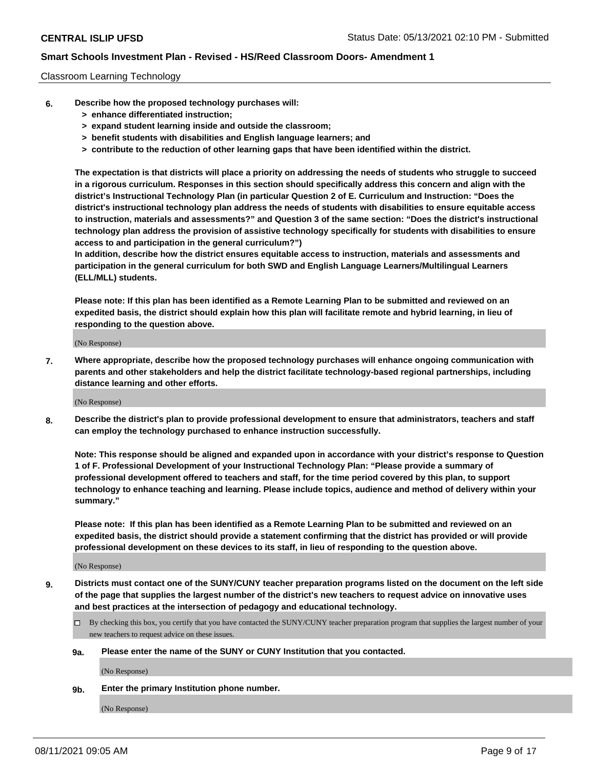Classroom Learning Technology

**6. Describe how the proposed technology purchases will:**
   - **> enhance differentiated instruction;**
   - **> expand student learning inside and outside the classroom;**
   - **> benefit students with disabilities and English language learners; and**
   - **> contribute to the reduction of other learning gaps that have been identified within the district.**

**The expectation is that districts will place a priority on addressing the needs of students who struggle to succeed in a rigorous curriculum. Responses in this section should specifically address this concern and align with the district's Instructional Technology Plan (in particular Question 2 of E. Curriculum and Instruction: "Does the district's instructional technology plan address the needs of students with disabilities to ensure equitable access to instruction, materials and assessments?" and Question 3 of the same section: "Does the district's instructional technology plan address the provision of assistive technology specifically for students with disabilities to ensure access to and participation in the general curriculum?")**

**In addition, describe how the district ensures equitable access to instruction, materials and assessments and participation in the general curriculum for both SWD and English Language Learners/Multilingual Learners (ELL/MLL) students.**

**Please note: If this plan has been identified as a Remote Learning Plan to be submitted and reviewed on an expedited basis, the district should explain how this plan will facilitate remote and hybrid learning, in lieu of responding to the question above.**

(No Response)

**7. Where appropriate, describe how the proposed technology purchases will enhance ongoing communication with parents and other stakeholders and help the district facilitate technology-based regional partnerships, including distance learning and other efforts.**

(No Response)

**8. Describe the district's plan to provide professional development to ensure that administrators, teachers and staff can employ the technology purchased to enhance instruction successfully.**

**Note: This response should be aligned and expanded upon in accordance with your district's response to Question 1 of F. Professional Development of your Instructional Technology Plan: "Please provide a summary of professional development offered to teachers and staff, for the time period covered by this plan, to support technology to enhance teaching and learning. Please include topics, audience and method of delivery within your summary."**

**Please note: If this plan has been identified as a Remote Learning Plan to be submitted and reviewed on an expedited basis, the district should provide a statement confirming that the district has provided or will provide professional development on these devices to its staff, in lieu of responding to the question above.**

(No Response)

**9. Districts must contact one of the SUNY/CUNY teacher preparation programs listed on the document on the left side of the page that supplies the largest number of the district's new teachers to request advice on innovative uses and best practices at the intersection of pedagogy and educational technology.**

☐ By checking this box, you certify that you have contacted the SUNY/CUNY teacher preparation program that supplies the largest number of your new teachers to request advice on these issues.

**9a. Please enter the name of the SUNY or CUNY Institution that you contacted.**

(No Response)

**9b. Enter the primary Institution phone number.**

(No Response)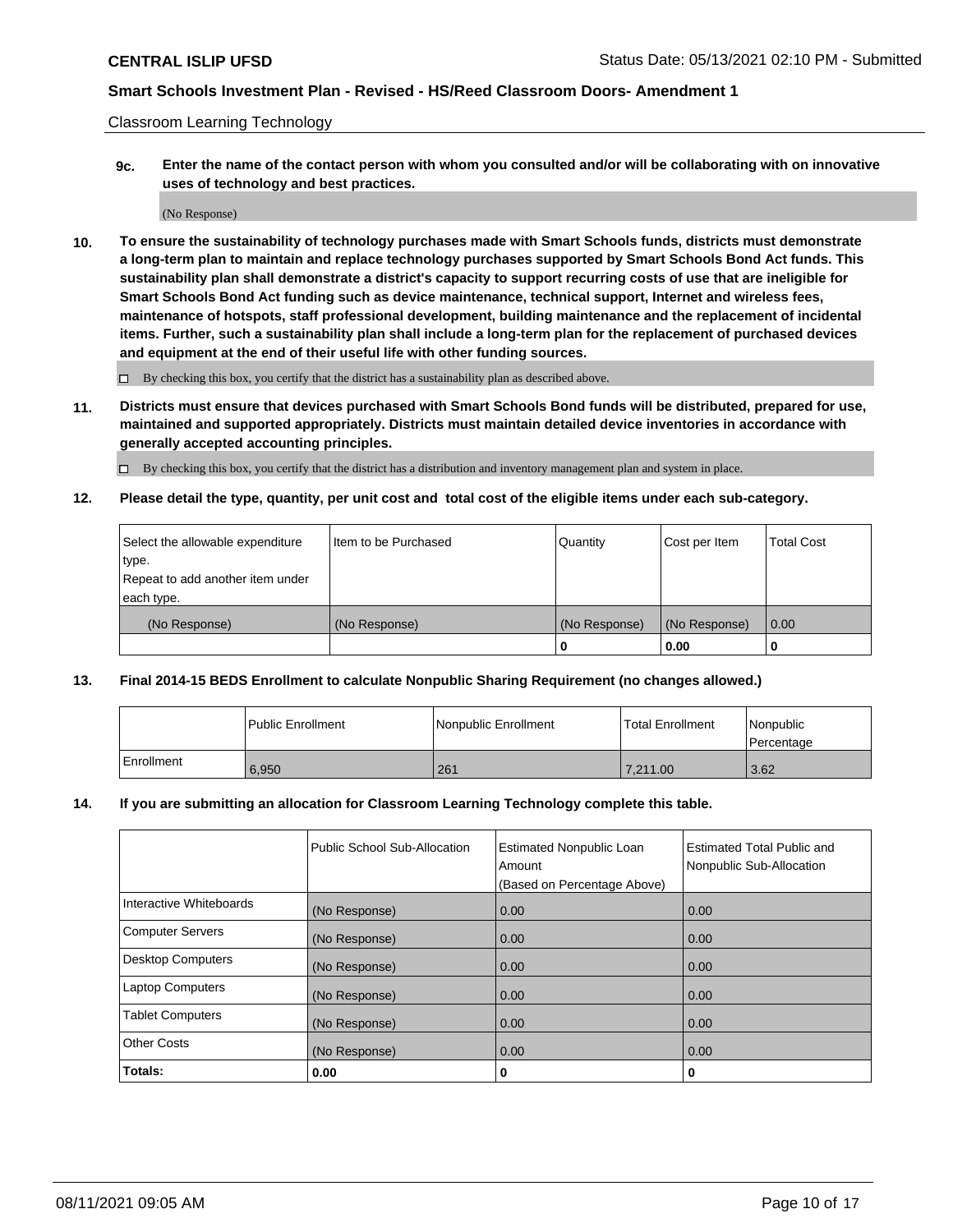Classroom Learning Technology

**9c. Enter the name of the contact person with whom you consulted and/or will be collaborating with on innovative uses of technology and best practices.**

(No Response)

**10. To ensure the sustainability of technology purchases made with Smart Schools funds, districts must demonstrate a long-term plan to maintain and replace technology purchases supported by Smart Schools Bond Act funds. This sustainability plan shall demonstrate a district's capacity to support recurring costs of use that are ineligible for Smart Schools Bond Act funding such as device maintenance, technical support, Internet and wireless fees, maintenance of hotspots, staff professional development, building maintenance and the replacement of incidental items. Further, such a sustainability plan shall include a long-term plan for the replacement of purchased devices and equipment at the end of their useful life with other funding sources.**

☐ By checking this box, you certify that the district has a sustainability plan as described above.

**11. Districts must ensure that devices purchased with Smart Schools Bond funds will be distributed, prepared for use, maintained and supported appropriately. Districts must maintain detailed device inventories in accordance with generally accepted accounting principles.**

☐ By checking this box, you certify that the district has a distribution and inventory management plan and system in place.

**12. Please detail the type, quantity, per unit cost and total cost of the eligible items under each sub-category.**

| Select the allowable expenditure type. Repeat to add another item under each type. | Item to be Purchased | Quantity | Cost per Item | Total Cost |
|---|---|---|---|---|
| (No Response) | (No Response) | (No Response) | (No Response) | 0.00 |
| | | **0** | **0.00** | **0** |

**13. Final 2014-15 BEDS Enrollment to calculate Nonpublic Sharing Requirement (no changes allowed.)**

| | Public Enrollment | Nonpublic Enrollment | Total Enrollment | Nonpublic Percentage |
|---|---|---|---|---|
| Enrollment | 6,950 | 261 | 7,211.00 | 3.62 |

**14. If you are submitting an allocation for Classroom Learning Technology complete this table.**

| | Public School Sub-Allocation | Estimated Nonpublic Loan Amount (Based on Percentage Above) | Estimated Total Public and Nonpublic Sub-Allocation |
|---|---|---|---|
| Interactive Whiteboards | (No Response) | 0.00 | 0.00 |
| Computer Servers | (No Response) | 0.00 | 0.00 |
| Desktop Computers | (No Response) | 0.00 | 0.00 |
| Laptop Computers | (No Response) | 0.00 | 0.00 |
| Tablet Computers | (No Response) | 0.00 | 0.00 |
| Other Costs | (No Response) | 0.00 | 0.00 |
| **Totals:** | **0.00** | **0** | **0** |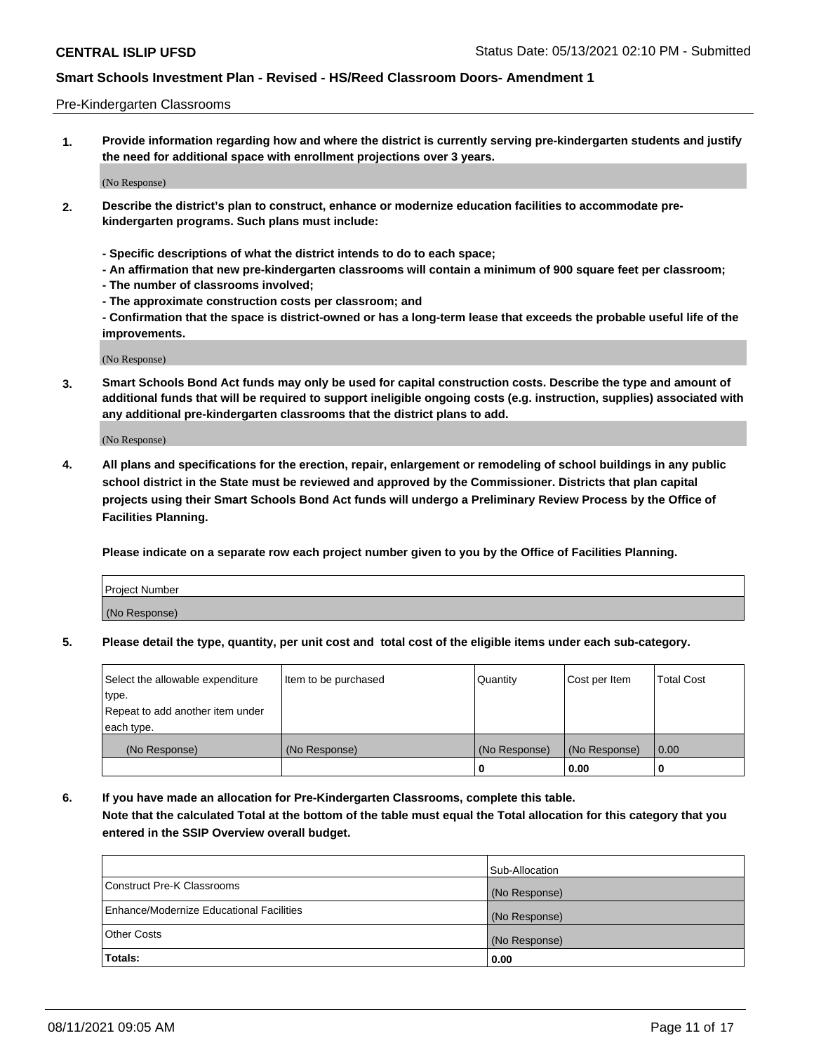Pre-Kindergarten Classrooms

**1. Provide information regarding how and where the district is currently serving pre-kindergarten students and justify the need for additional space with enrollment projections over 3 years.**

(No Response)

**2. Describe the district's plan to construct, enhance or modernize education facilities to accommodate pre-kindergarten programs. Such plans must include:**

**- Specific descriptions of what the district intends to do to each space;**
**- An affirmation that new pre-kindergarten classrooms will contain a minimum of 900 square feet per classroom;**
**- The number of classrooms involved;**
**- The approximate construction costs per classroom; and**
**- Confirmation that the space is district-owned or has a long-term lease that exceeds the probable useful life of the improvements.**

(No Response)

**3. Smart Schools Bond Act funds may only be used for capital construction costs. Describe the type and amount of additional funds that will be required to support ineligible ongoing costs (e.g. instruction, supplies) associated with any additional pre-kindergarten classrooms that the district plans to add.**

(No Response)

**4. All plans and specifications for the erection, repair, enlargement or remodeling of school buildings in any public school district in the State must be reviewed and approved by the Commissioner. Districts that plan capital projects using their Smart Schools Bond Act funds will undergo a Preliminary Review Process by the Office of Facilities Planning.**

**Please indicate on a separate row each project number given to you by the Office of Facilities Planning.**

| Project Number |
|---|
| (No Response) |

**5. Please detail the type, quantity, per unit cost and total cost of the eligible items under each sub-category.**

| Select the allowable expenditure type. Repeat to add another item under each type. | Item to be purchased | Quantity | Cost per Item | Total Cost |
|---|---|---|---|---|
| (No Response) | (No Response) | (No Response) | (No Response) | 0.00 |
| | | 0 | 0.00 | 0 |

**6. If you have made an allocation for Pre-Kindergarten Classrooms, complete this table. Note that the calculated Total at the bottom of the table must equal the Total allocation for this category that you entered in the SSIP Overview overall budget.**

| | Sub-Allocation |
|---|---|
| Construct Pre-K Classrooms | (No Response) |
| Enhance/Modernize Educational Facilities | (No Response) |
| Other Costs | (No Response) |
| **Totals:** | **0.00** |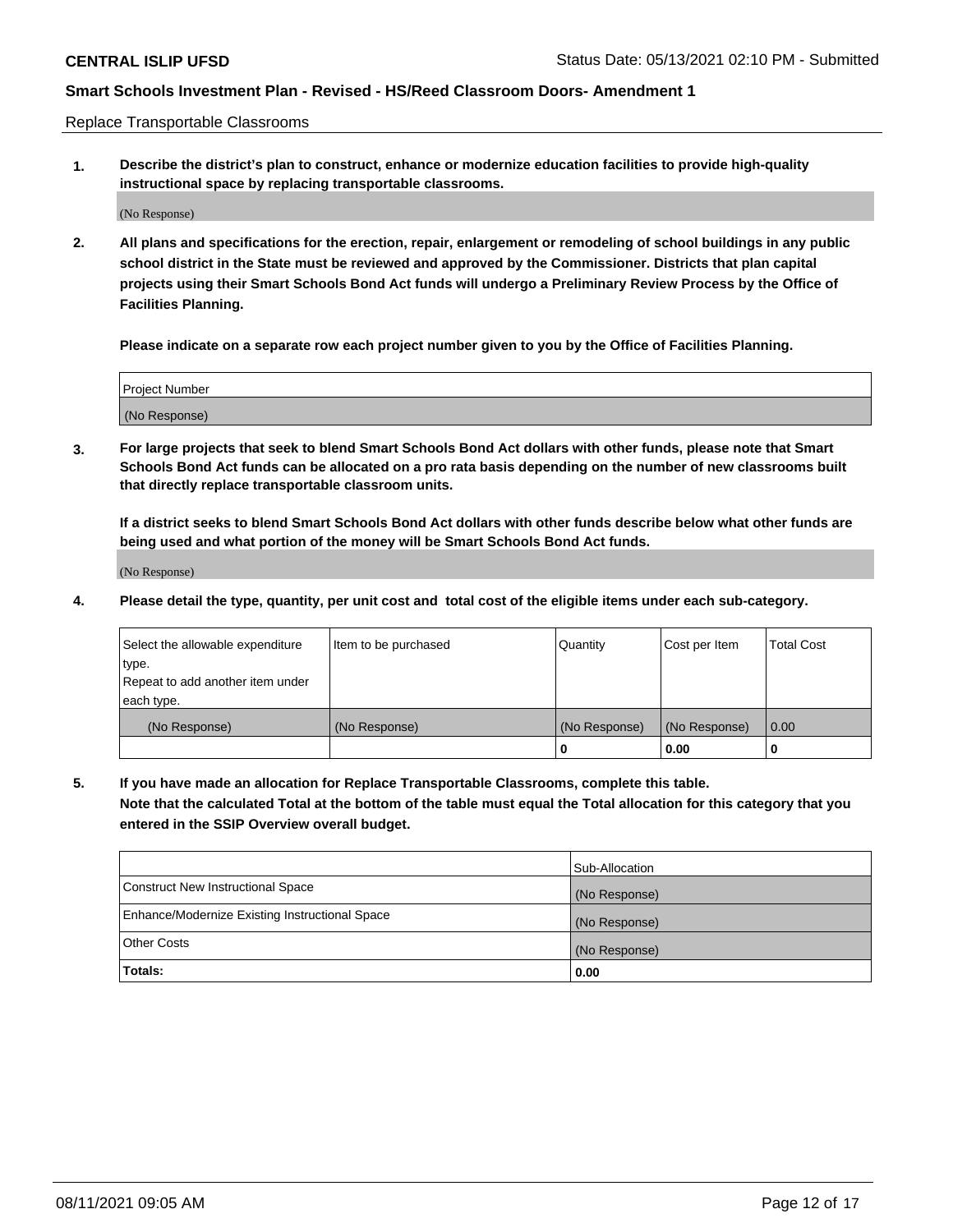Replace Transportable Classrooms

1. **Describe the district's plan to construct, enhance or modernize education facilities to provide high-quality instructional space by replacing transportable classrooms.**

   (No Response)

2. **All plans and specifications for the erection, repair, enlargement or remodeling of school buildings in any public school district in the State must be reviewed and approved by the Commissioner. Districts that plan capital projects using their Smart Schools Bond Act funds will undergo a Preliminary Review Process by the Office of Facilities Planning.**

   **Please indicate on a separate row each project number given to you by the Office of Facilities Planning.**

| Project Number |
| --- |
| (No Response) |

3. **For large projects that seek to blend Smart Schools Bond Act dollars with other funds, please note that Smart Schools Bond Act funds can be allocated on a pro rata basis depending on the number of new classrooms built that directly replace transportable classroom units.**

   **If a district seeks to blend Smart Schools Bond Act dollars with other funds describe below what other funds are being used and what portion of the money will be Smart Schools Bond Act funds.**

   (No Response)

4. **Please detail the type, quantity, per unit cost and total cost of the eligible items under each sub-category.**

| Select the allowable expenditure type. Repeat to add another item under each type. | Item to be purchased | Quantity | Cost per Item | Total Cost |
| --- | --- | --- | --- | --- |
| (No Response) | (No Response) | (No Response) | (No Response) | 0.00 |
| | | 0 | 0.00 | 0 |

5. **If you have made an allocation for Replace Transportable Classrooms, complete this table.**
   **Note that the calculated Total at the bottom of the table must equal the Total allocation for this category that you entered in the SSIP Overview overall budget.**

| | Sub-Allocation |
| --- | --- |
| Construct New Instructional Space | (No Response) |
| Enhance/Modernize Existing Instructional Space | (No Response) |
| Other Costs | (No Response) |
| **Totals:** | **0.00** |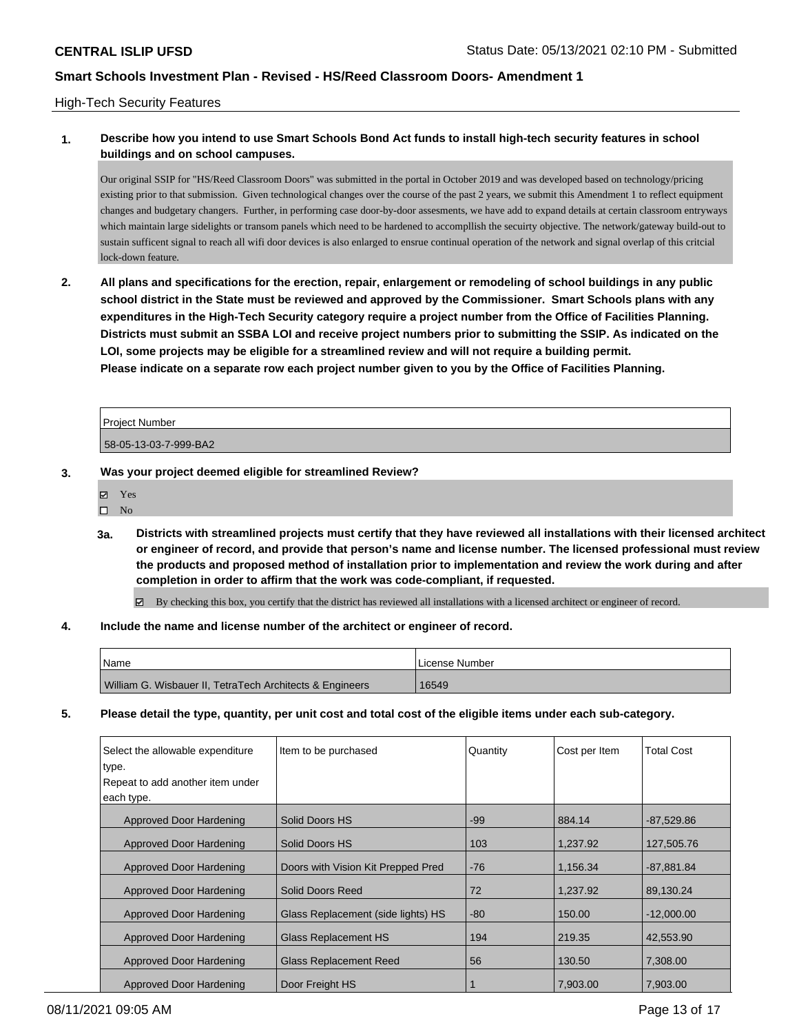**CENTRAL ISLIP UFSD** Status Date: 05/13/2021 02:10 PM - Submitted

**Smart Schools Investment Plan - Revised - HS/Reed Classroom Doors- Amendment 1**

High-Tech Security Features

**1. Describe how you intend to use Smart Schools Bond Act funds to install high-tech security features in school buildings and on school campuses.**

Our original SSIP for "HS/Reed Classroom Doors" was submitted in the portal in October 2019 and was developed based on technology/pricing existing prior to that submission. Given technological changes over the course of the past 2 years, we submit this Amendment 1 to reflect equipment changes and budgetary changers. Further, in performing case door-by-door assesments, we have add to expand details at certain classroom entryways which maintain large sidelights or transom panels which need to be hardened to accompllish the secuirty objective. The network/gateway build-out to sustain sufficent signal to reach all wifi door devices is also enlarged to ensrue continual operation of the network and signal overlap of this critcial lock-down feature.

**2. All plans and specifications for the erection, repair, enlargement or remodeling of school buildings in any public school district in the State must be reviewed and approved by the Commissioner. Smart Schools plans with any expenditures in the High-Tech Security category require a project number from the Office of Facilities Planning. Districts must submit an SSBA LOI and receive project numbers prior to submitting the SSIP. As indicated on the LOI, some projects may be eligible for a streamlined review and will not require a building permit. Please indicate on a separate row each project number given to you by the Office of Facilities Planning.**

| Project Number |
| --- |
| 58-05-13-03-7-999-BA2 |

**3. Was your project deemed eligible for streamlined Review?**

- ☑ Yes
- ☐ No

**3a. Districts with streamlined projects must certify that they have reviewed all installations with their licensed architect or engineer of record, and provide that person's name and license number. The licensed professional must review the products and proposed method of installation prior to implementation and review the work during and after completion in order to affirm that the work was code-compliant, if requested.**

☑ By checking this box, you certify that the district has reviewed all installations with a licensed architect or engineer of record.

**4. Include the name and license number of the architect or engineer of record.**

| Name | License Number |
| --- | --- |
| William G. Wisbauer II, TetraTech Architects & Engineers | 16549 |

**5. Please detail the type, quantity, per unit cost and total cost of the eligible items under each sub-category.**

| Select the allowable expenditure type. Repeat to add another item under each type. | Item to be purchased | Quantity | Cost per Item | Total Cost |
| --- | --- | --- | --- | --- |
| Approved Door Hardening | Solid Doors HS | -99 | 884.14 | -87,529.86 |
| Approved Door Hardening | Solid Doors HS | 103 | 1,237.92 | 127,505.76 |
| Approved Door Hardening | Doors with Vision Kit Prepped Pred | -76 | 1,156.34 | -87,881.84 |
| Approved Door Hardening | Solid Doors Reed | 72 | 1,237.92 | 89,130.24 |
| Approved Door Hardening | Glass Replacement (side lights) HS | -80 | 150.00 | -12,000.00 |
| Approved Door Hardening | Glass Replacement HS | 194 | 219.35 | 42,553.90 |
| Approved Door Hardening | Glass Replacement Reed | 56 | 130.50 | 7,308.00 |
| Approved Door Hardening | Door Freight HS | 1 | 7,903.00 | 7,903.00 |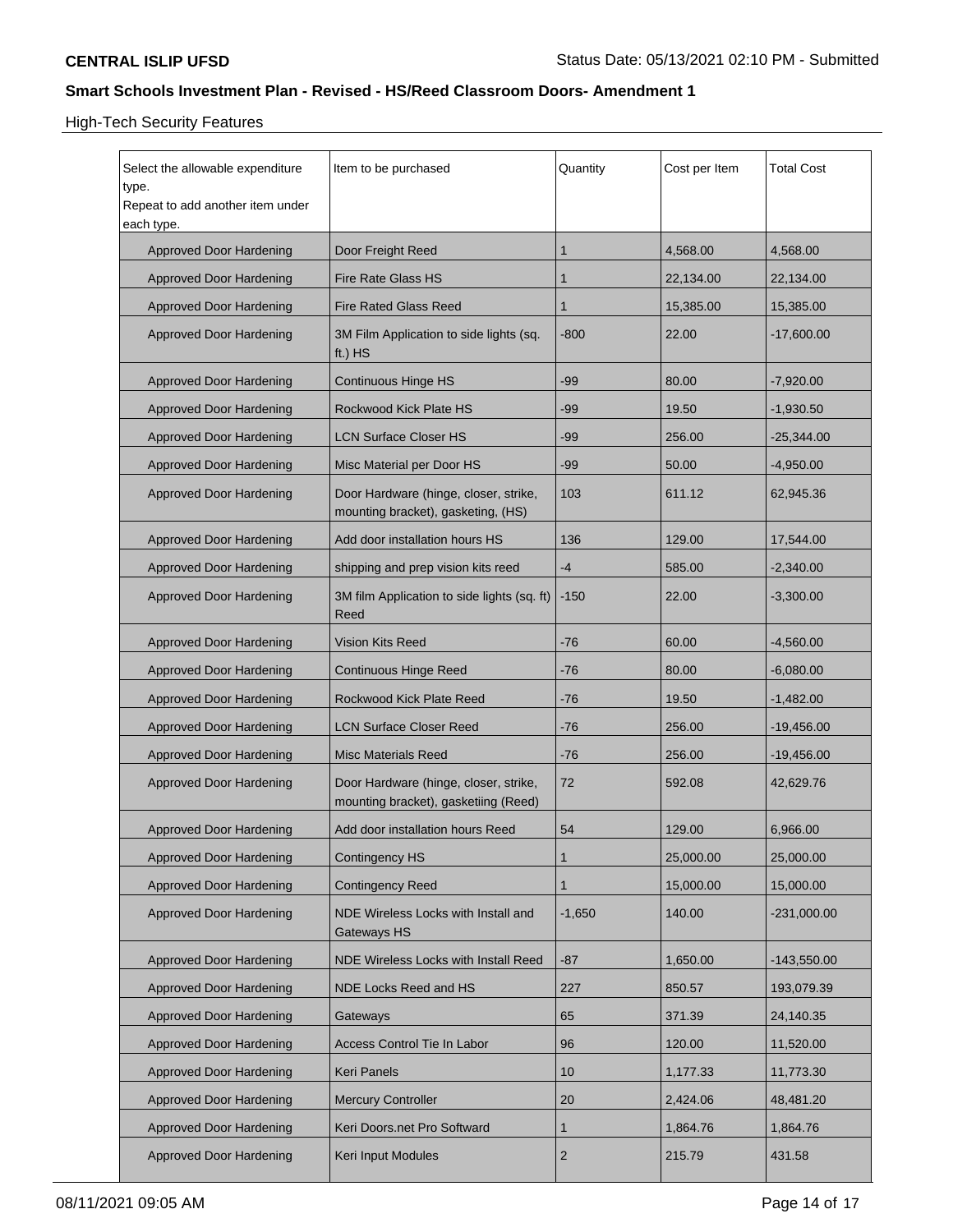**CENTRAL ISLIP UFSD** Status Date: 05/13/2021 02:10 PM - Submitted

## Smart Schools Investment Plan - Revised - HS/Reed Classroom Doors- Amendment 1

### High-Tech Security Features

| Select the allowable expenditure type. Repeat to add another item under each type. | Item to be purchased | Quantity | Cost per Item | Total Cost |
|---|---|---|---|---|
| Approved Door Hardening | Door Freight Reed | 1 | 4,568.00 | 4,568.00 |
| Approved Door Hardening | Fire Rate Glass HS | 1 | 22,134.00 | 22,134.00 |
| Approved Door Hardening | Fire Rated Glass Reed | 1 | 15,385.00 | 15,385.00 |
| Approved Door Hardening | 3M Film Application to side lights (sq. ft.) HS | -800 | 22.00 | -17,600.00 |
| Approved Door Hardening | Continuous Hinge HS | -99 | 80.00 | -7,920.00 |
| Approved Door Hardening | Rockwood Kick Plate HS | -99 | 19.50 | -1,930.50 |
| Approved Door Hardening | LCN Surface Closer HS | -99 | 256.00 | -25,344.00 |
| Approved Door Hardening | Misc Material per Door HS | -99 | 50.00 | -4,950.00 |
| Approved Door Hardening | Door Hardware (hinge, closer, strike, mounting bracket), gasketing, (HS) | 103 | 611.12 | 62,945.36 |
| Approved Door Hardening | Add door installation hours HS | 136 | 129.00 | 17,544.00 |
| Approved Door Hardening | shipping and prep vision kits reed | -4 | 585.00 | -2,340.00 |
| Approved Door Hardening | 3M film Application to side lights (sq. ft) Reed | -150 | 22.00 | -3,300.00 |
| Approved Door Hardening | Vision Kits Reed | -76 | 60.00 | -4,560.00 |
| Approved Door Hardening | Continuous Hinge Reed | -76 | 80.00 | -6,080.00 |
| Approved Door Hardening | Rockwood Kick Plate Reed | -76 | 19.50 | -1,482.00 |
| Approved Door Hardening | LCN Surface Closer Reed | -76 | 256.00 | -19,456.00 |
| Approved Door Hardening | Misc Materials Reed | -76 | 256.00 | -19,456.00 |
| Approved Door Hardening | Door Hardware (hinge, closer, strike, mounting bracket), gasketiing (Reed) | 72 | 592.08 | 42,629.76 |
| Approved Door Hardening | Add door installation hours Reed | 54 | 129.00 | 6,966.00 |
| Approved Door Hardening | Contingency HS | 1 | 25,000.00 | 25,000.00 |
| Approved Door Hardening | Contingency Reed | 1 | 15,000.00 | 15,000.00 |
| Approved Door Hardening | NDE Wireless Locks with Install and Gateways HS | -1,650 | 140.00 | -231,000.00 |
| Approved Door Hardening | NDE Wireless Locks with Install Reed | -87 | 1,650.00 | -143,550.00 |
| Approved Door Hardening | NDE Locks Reed and HS | 227 | 850.57 | 193,079.39 |
| Approved Door Hardening | Gateways | 65 | 371.39 | 24,140.35 |
| Approved Door Hardening | Access Control Tie In Labor | 96 | 120.00 | 11,520.00 |
| Approved Door Hardening | Keri Panels | 10 | 1,177.33 | 11,773.30 |
| Approved Door Hardening | Mercury Controller | 20 | 2,424.06 | 48,481.20 |
| Approved Door Hardening | Keri Doors.net Pro Softward | 1 | 1,864.76 | 1,864.76 |
| Approved Door Hardening | Keri Input Modules | 2 | 215.79 | 431.58 |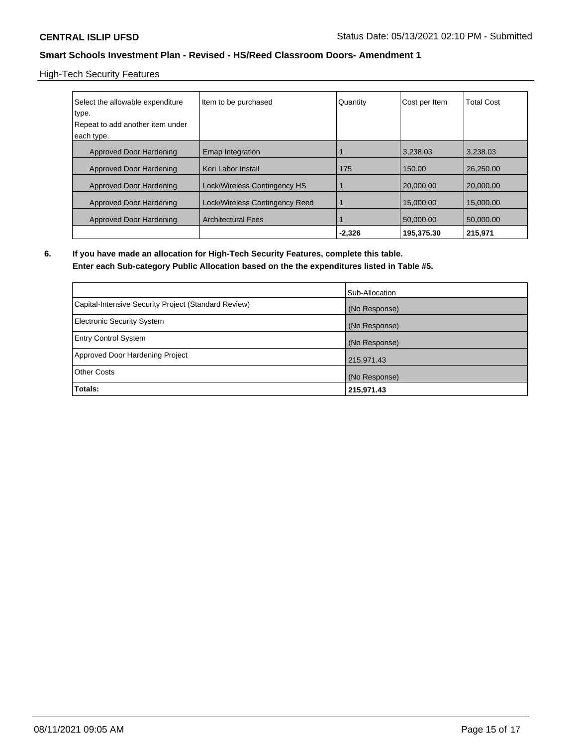High-Tech Security Features

| Select the allowable expenditure type.<br>Repeat to add another item under each type. | Item to be purchased | Quantity | Cost per Item | Total Cost |
|---|---|---|---|---|
| Approved Door Hardening | Emap Integration | 1 | 3,238.03 | 3,238.03 |
| Approved Door Hardening | Keri Labor Install | 175 | 150.00 | 26,250.00 |
| Approved Door Hardening | Lock/Wireless Contingency HS | 1 | 20,000.00 | 20,000.00 |
| Approved Door Hardening | Lock/Wireless Contingency Reed | 1 | 15,000.00 | 15,000.00 |
| Approved Door Hardening | Architectural Fees | 1 | 50,000.00 | 50,000.00 |
| | | **-2,326** | **195,375.30** | **215,971** |

**6. If you have made an allocation for High-Tech Security Features, complete this table.**
**Enter each Sub-category Public Allocation based on the the expenditures listed in Table #5.**

| | Sub-Allocation |
|---|---|
| Capital-Intensive Security Project (Standard Review) | (No Response) |
| Electronic Security System | (No Response) |
| Entry Control System | (No Response) |
| Approved Door Hardening Project | 215,971.43 |
| Other Costs | (No Response) |
| **Totals:** | **215,971.43** |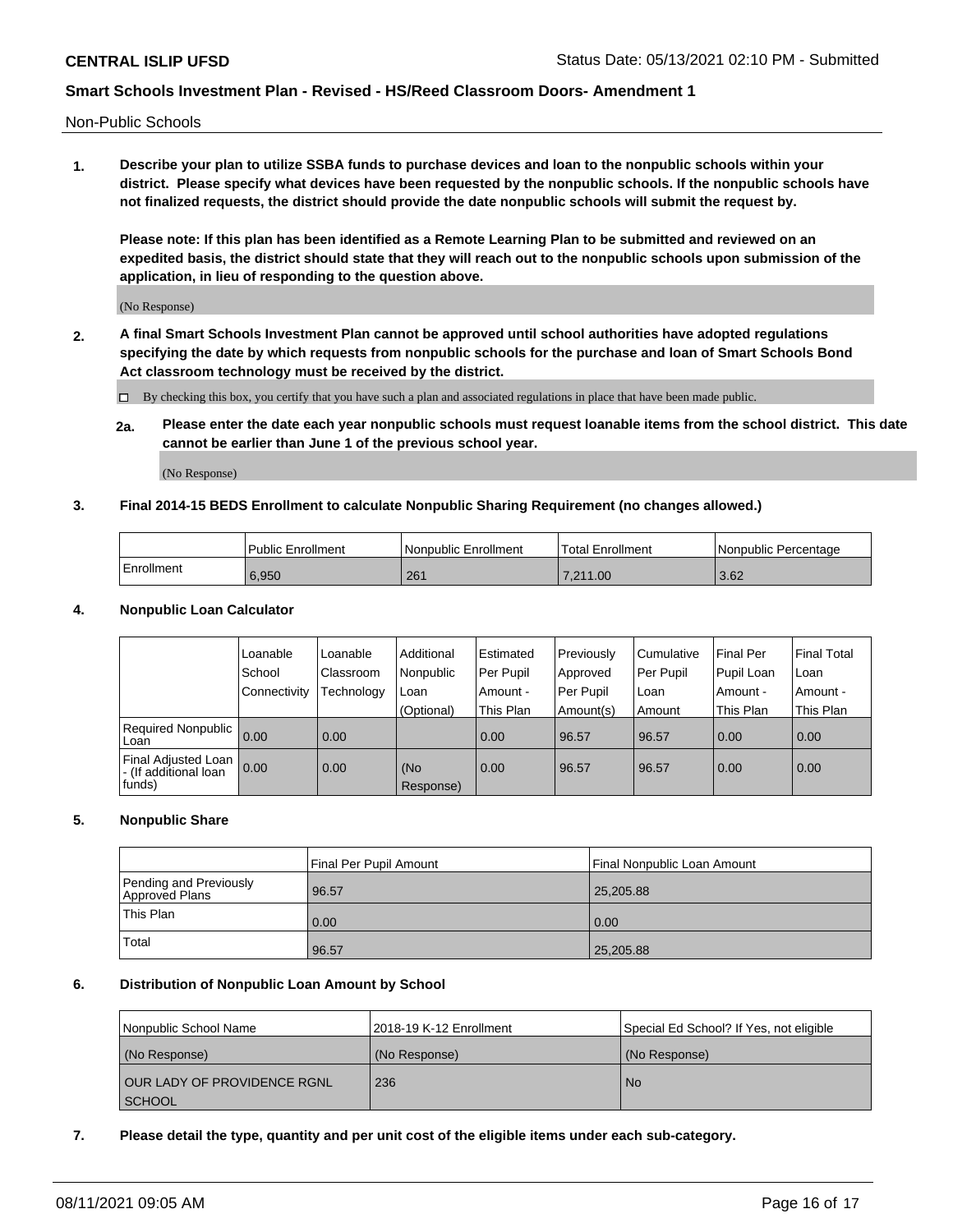Non-Public Schools

**1. Describe your plan to utilize SSBA funds to purchase devices and loan to the nonpublic schools within your district. Please specify what devices have been requested by the nonpublic schools. If the nonpublic schools have not finalized requests, the district should provide the date nonpublic schools will submit the request by.**

**Please note: If this plan has been identified as a Remote Learning Plan to be submitted and reviewed on an expedited basis, the district should state that they will reach out to the nonpublic schools upon submission of the application, in lieu of responding to the question above.**

(No Response)

**2. A final Smart Schools Investment Plan cannot be approved until school authorities have adopted regulations specifying the date by which requests from nonpublic schools for the purchase and loan of Smart Schools Bond Act classroom technology must be received by the district.**

☐ By checking this box, you certify that you have such a plan and associated regulations in place that have been made public.

**2a. Please enter the date each year nonpublic schools must request loanable items from the school district. This date cannot be earlier than June 1 of the previous school year.**

(No Response)

**3. Final 2014-15 BEDS Enrollment to calculate Nonpublic Sharing Requirement (no changes allowed.)**

| | Public Enrollment | Nonpublic Enrollment | Total Enrollment | Nonpublic Percentage |
|---|---|---|---|---|
| Enrollment | 6,950 | 261 | 7,211.00 | 3.62 |

**4. Nonpublic Loan Calculator**

| | Loanable School Connectivity | Loanable Classroom Technology | Additional Nonpublic Loan (Optional) | Estimated Per Pupil Amount - This Plan | Previously Approved Per Pupil Amount(s) | Cumulative Per Pupil Loan Amount | Final Per Pupil Loan Amount - This Plan | Final Total Loan Amount - This Plan |
|---|---|---|---|---|---|---|---|---|
| Required Nonpublic Loan | 0.00 | 0.00 | | 0.00 | 96.57 | 96.57 | 0.00 | 0.00 |
| Final Adjusted Loan - (If additional loan funds) | 0.00 | 0.00 | (No Response) | 0.00 | 96.57 | 96.57 | 0.00 | 0.00 |

**5. Nonpublic Share**

| | Final Per Pupil Amount | Final Nonpublic Loan Amount |
|---|---|---|
| Pending and Previously Approved Plans | 96.57 | 25,205.88 |
| This Plan | 0.00 | 0.00 |
| Total | 96.57 | 25,205.88 |

**6. Distribution of Nonpublic Loan Amount by School**

| Nonpublic School Name | 2018-19 K-12 Enrollment | Special Ed School? If Yes, not eligible |
|---|---|---|
| (No Response) | (No Response) | (No Response) |
| OUR LADY OF PROVIDENCE RGNL SCHOOL | 236 | No |

**7. Please detail the type, quantity and per unit cost of the eligible items under each sub-category.**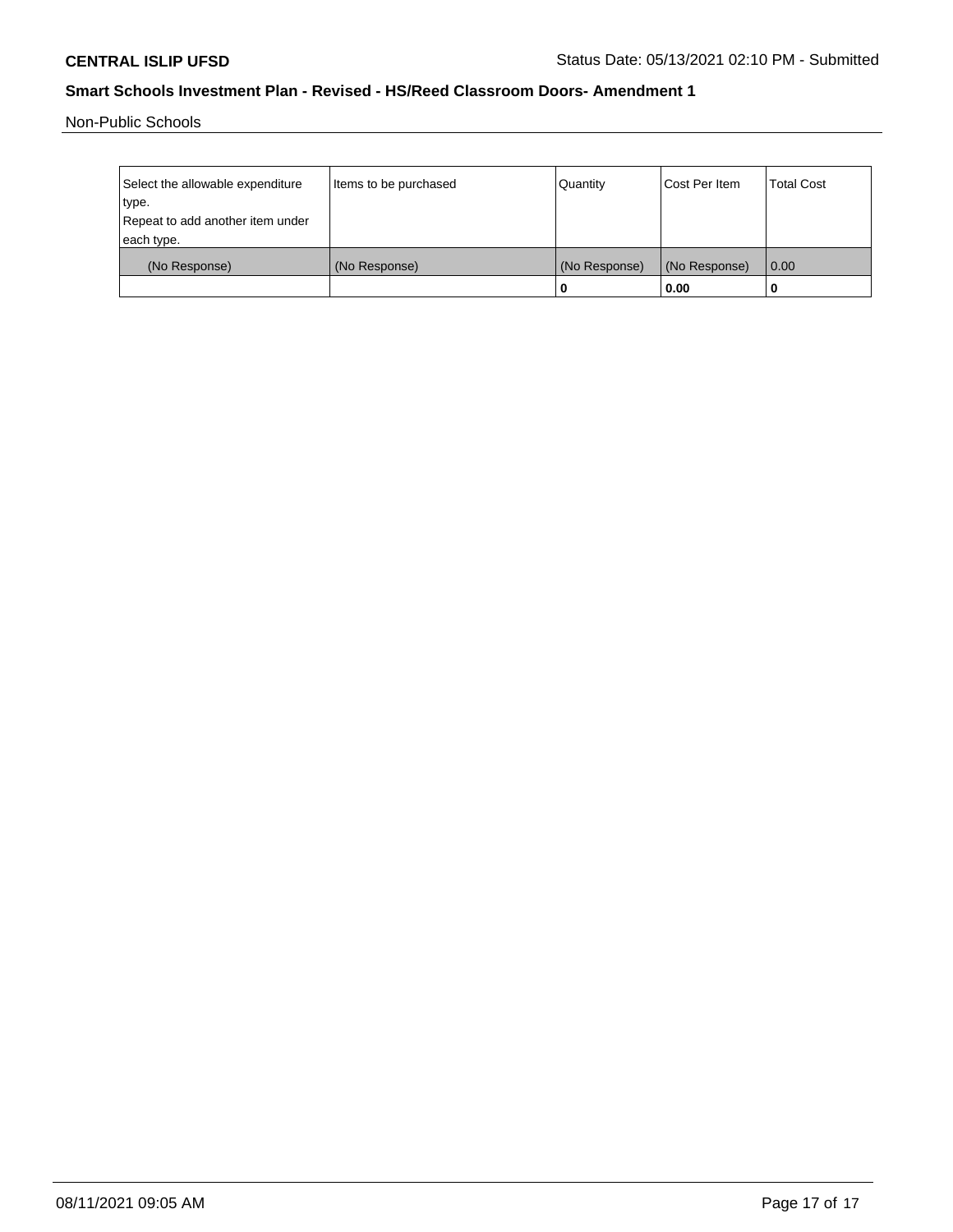Non-Public Schools

| Select the allowable expenditure type.<br>Repeat to add another item under each type. | Items to be purchased | Quantity | Cost Per Item | Total Cost |
|---|---|---|---|---|
| (No Response) | (No Response) | (No Response) | (No Response) | 0.00 |
| | | **0** | **0.00** | **0** |